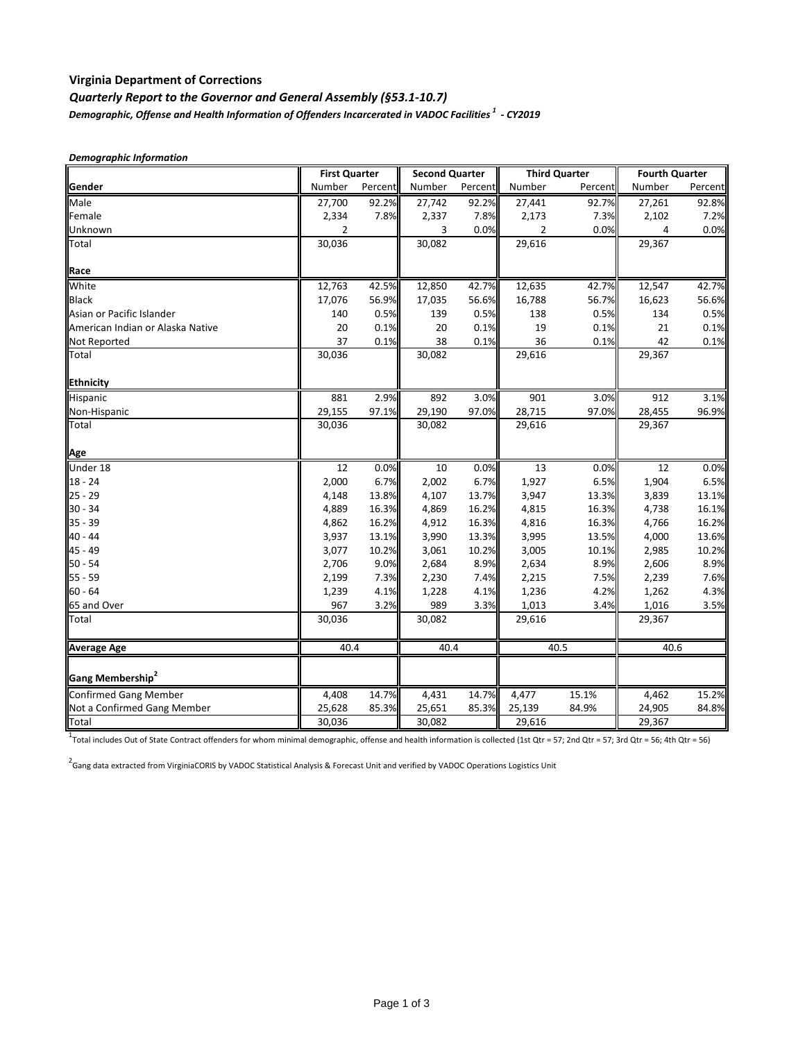**Virginia Department of Corrections**

***Quarterly Report to the Governor and General Assembly (§53.1-10.7)***

***Demographic, Offense and Health Information of Offenders Incarcerated in VADOC Facilities [1] - CY2019***

***Demographic Information***

| | First Quarter | | Second Quarter | | Third Quarter | | Fourth Quarter | |
|---|---|---|---|---|---|---|---|---|
| **Gender** | Number | Percent | Number | Percent | Number | Percent | Number | Percent |
| Male | 27,700 | 92.2% | 27,742 | 92.2% | 27,441 | 92.7% | 27,261 | 92.8% |
| Female | 2,334 | 7.8% | 2,337 | 7.8% | 2,173 | 7.3% | 2,102 | 7.2% |
| Unknown | 2 | | 3 | 0.0% | 2 | 0.0% | 4 | 0.0% |
| Total | 30,036 | | 30,082 | | 29,616 | | 29,367 | |
| **Race** | | | | | | | | |
| White | 12,763 | 42.5% | 12,850 | 42.7% | 12,635 | 42.7% | 12,547 | 42.7% |
| Black | 17,076 | 56.9% | 17,035 | 56.6% | 16,788 | 56.7% | 16,623 | 56.6% |
| Asian or Pacific Islander | 140 | 0.5% | 139 | 0.5% | 138 | 0.5% | 134 | 0.5% |
| American Indian or Alaska Native | 20 | 0.1% | 20 | 0.1% | 19 | 0.1% | 21 | 0.1% |
| Not Reported | 37 | 0.1% | 38 | 0.1% | 36 | 0.1% | 42 | 0.1% |
| Total | 30,036 | | 30,082 | | 29,616 | | 29,367 | |
| **Ethnicity** | | | | | | | | |
| Hispanic | 881 | 2.9% | 892 | 3.0% | 901 | 3.0% | 912 | 3.1% |
| Non-Hispanic | 29,155 | 97.1% | 29,190 | 97.0% | 28,715 | 97.0% | 28,455 | 96.9% |
| Total | 30,036 | | 30,082 | | 29,616 | | 29,367 | |
| **Age** | | | | | | | | |
| Under 18 | 12 | 0.0% | 10 | 0.0% | 13 | 0.0% | 12 | 0.0% |
| 18 - 24 | 2,000 | 6.7% | 2,002 | 6.7% | 1,927 | 6.5% | 1,904 | 6.5% |
| 25 - 29 | 4,148 | 13.8% | 4,107 | 13.7% | 3,947 | 13.3% | 3,839 | 13.1% |
| 30 - 34 | 4,889 | 16.3% | 4,869 | 16.2% | 4,815 | 16.3% | 4,738 | 16.1% |
| 35 - 39 | 4,862 | 16.2% | 4,912 | 16.3% | 4,816 | 16.3% | 4,766 | 16.2% |
| 40 - 44 | 3,937 | 13.1% | 3,990 | 13.3% | 3,995 | 13.5% | 4,000 | 13.6% |
| 45 - 49 | 3,077 | 10.2% | 3,061 | 10.2% | 3,005 | 10.1% | 2,985 | 10.2% |
| 50 - 54 | 2,706 | 9.0% | 2,684 | 8.9% | 2,634 | 8.9% | 2,606 | 8.9% |
| 55 - 59 | 2,199 | 7.3% | 2,230 | 7.4% | 2,215 | 7.5% | 2,239 | 7.6% |
| 60 - 64 | 1,239 | 4.1% | 1,228 | 4.1% | 1,236 | 4.2% | 1,262 | 4.3% |
| 65 and Over | 967 | 3.2% | 989 | 3.3% | 1,013 | 3.4% | 1,016 | 3.5% |
| Total | 30,036 | | 30,082 | | 29,616 | | 29,367 | |
| **Average Age** | 40.4 | | 40.4 | | 40.5 | | 40.6 | |
| **Gang Membership [2]** | | | | | | | | |
| Confirmed Gang Member | 4,408 | 14.7% | 4,431 | 14.7% | 4,477 | 15.1% | 4,462 | 15.2% |
| Not a Confirmed Gang Member | 25,628 | 85.3% | 25,651 | 85.3% | 25,139 | 84.9% | 24,905 | 84.8% |
| Total | 30,036 | | 30,082 | | 29,616 | | 29,367 | |

[1] Total includes Out of State Contract offenders for whom minimal demographic, offense and health information is collected (1st Qtr = 57; 2nd Qtr = 57; 3rd Qtr = 56; 4th Qtr = 56)

[2] Gang data extracted from VirginiaCORIS by VADOC Statistical Analysis & Forecast Unit and verified by VADOC Operations Logistics Unit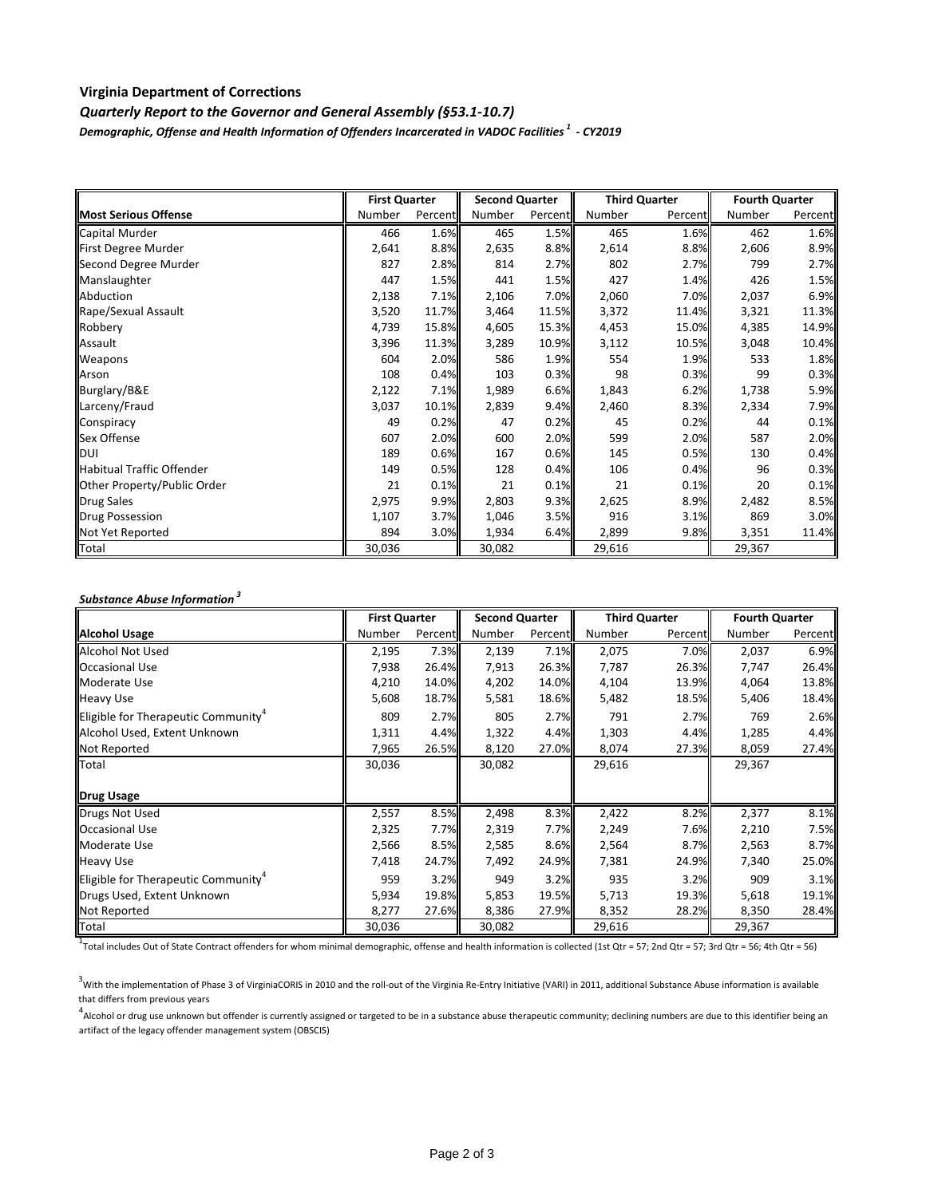**Virginia Department of Corrections**

***Quarterly Report to the Governor and General Assembly (§53.1-10.7)***

***Demographic, Offense and Health Information of Offenders Incarcerated in VADOC Facilities [1] - CY2019***

| | First Quarter | | Second Quarter | | Third Quarter | | Fourth Quarter | |
|---|---|---|---|---|---|---|---|---|
| **Most Serious Offense** | Number | Percent | Number | Percent | Number | Percent | Number | Percent |
| Capital Murder | 466 | 1.6% | 465 | 1.5% | 465 | 1.6% | 462 | 1.6% |
| First Degree Murder | 2,641 | 8.8% | 2,635 | 8.8% | 2,614 | 8.8% | 2,606 | 8.9% |
| Second Degree Murder | 827 | 2.8% | 814 | 2.7% | 802 | 2.7% | 799 | 2.7% |
| Manslaughter | 447 | 1.5% | 441 | 1.5% | 427 | 1.4% | 426 | 1.5% |
| Abduction | 2,138 | 7.1% | 2,106 | 7.0% | 2,060 | 7.0% | 2,037 | 6.9% |
| Rape/Sexual Assault | 3,520 | 11.7% | 3,464 | 11.5% | 3,372 | 11.4% | 3,321 | 11.3% |
| Robbery | 4,739 | 15.8% | 4,605 | 15.3% | 4,453 | 15.0% | 4,385 | 14.9% |
| Assault | 3,396 | 11.3% | 3,289 | 10.9% | 3,112 | 10.5% | 3,048 | 10.4% |
| Weapons | 604 | 2.0% | 586 | 1.9% | 554 | 1.9% | 533 | 1.8% |
| Arson | 108 | 0.4% | 103 | 0.3% | 98 | 0.3% | 99 | 0.3% |
| Burglary/B&E | 2,122 | 7.1% | 1,989 | 6.6% | 1,843 | 6.2% | 1,738 | 5.9% |
| Larceny/Fraud | 3,037 | 10.1% | 2,839 | 9.4% | 2,460 | 8.3% | 2,334 | 7.9% |
| Conspiracy | 49 | 0.2% | 47 | 0.2% | 45 | 0.2% | 44 | 0.1% |
| Sex Offense | 607 | 2.0% | 600 | 2.0% | 599 | 2.0% | 587 | 2.0% |
| DUI | 189 | 0.6% | 167 | 0.6% | 145 | 0.5% | 130 | 0.4% |
| Habitual Traffic Offender | 149 | 0.5% | 128 | 0.4% | 106 | 0.4% | 96 | 0.3% |
| Other Property/Public Order | 21 | 0.1% | 21 | 0.1% | 21 | 0.1% | 20 | 0.1% |
| Drug Sales | 2,975 | 9.9% | 2,803 | 9.3% | 2,625 | 8.9% | 2,482 | 8.5% |
| Drug Possession | 1,107 | 3.7% | 1,046 | 3.5% | 916 | 3.1% | 869 | 3.0% |
| Not Yet Reported | 894 | 3.0% | 1,934 | 6.4% | 2,899 | 9.8% | 3,351 | 11.4% |
| Total | 30,036 | | 30,082 | | 29,616 | | 29,367 | |

***Substance Abuse Information [3]***

| | First Quarter | | Second Quarter | | Third Quarter | | Fourth Quarter | |
|---|---|---|---|---|---|---|---|---|
| **Alcohol Usage** | Number | Percent | Number | Percent | Number | Percent | Number | Percent |
| Alcohol Not Used | 2,195 | 7.3% | 2,139 | 7.1% | 2,075 | 7.0% | 2,037 | 6.9% |
| Occasional Use | 7,938 | 26.4% | 7,913 | 26.3% | 7,787 | 26.3% | 7,747 | 26.4% |
| Moderate Use | 4,210 | 14.0% | 4,202 | 14.0% | 4,104 | 13.9% | 4,064 | 13.8% |
| Heavy Use | 5,608 | 18.7% | 5,581 | 18.6% | 5,482 | 18.5% | 5,406 | 18.4% |
| Eligible for Therapeutic Community[4] | 809 | 2.7% | 805 | 2.7% | 791 | 2.7% | 769 | 2.6% |
| Alcohol Used, Extent Unknown | 1,311 | 4.4% | 1,322 | 4.4% | 1,303 | 4.4% | 1,285 | 4.4% |
| Not Reported | 7,965 | 26.5% | 8,120 | 27.0% | 8,074 | 27.3% | 8,059 | 27.4% |
| Total | 30,036 | | 30,082 | | 29,616 | | 29,367 | |
| **Drug Usage** | | | | | | | | |
| Drugs Not Used | 2,557 | 8.5% | 2,498 | 8.3% | 2,422 | 8.2% | 2,377 | 8.1% |
| Occasional Use | 2,325 | 7.7% | 2,319 | 7.7% | 2,249 | 7.6% | 2,210 | 7.5% |
| Moderate Use | 2,566 | 8.5% | 2,585 | 8.6% | 2,564 | 8.7% | 2,563 | 8.7% |
| Heavy Use | 7,418 | 24.7% | 7,492 | 24.9% | 7,381 | 24.9% | 7,340 | 25.0% |
| Eligible for Therapeutic Community[4] | 959 | 3.2% | 949 | 3.2% | 935 | 3.2% | 909 | 3.1% |
| Drugs Used, Extent Unknown | 5,934 | 19.8% | 5,853 | 19.5% | 5,713 | 19.3% | 5,618 | 19.1% |
| Not Reported | 8,277 | 27.6% | 8,386 | 27.9% | 8,352 | 28.2% | 8,350 | 28.4% |
| Total | 30,036 | | 30,082 | | 29,616 | | 29,367 | |

[1] Total includes Out of State Contract offenders for whom minimal demographic, offense and health information is collected (1st Qtr = 57; 2nd Qtr = 57; 3rd Qtr = 56; 4th Qtr = 56)

[3] With the implementation of Phase 3 of VirginiaCORIS in 2010 and the roll-out of the Virginia Re-Entry Initiative (VARI) in 2011, additional Substance Abuse information is available that differs from previous years

[4] Alcohol or drug use unknown but offender is currently assigned or targeted to be in a substance abuse therapeutic community; declining numbers are due to this identifier being an artifact of the legacy offender management system (OBSCIS)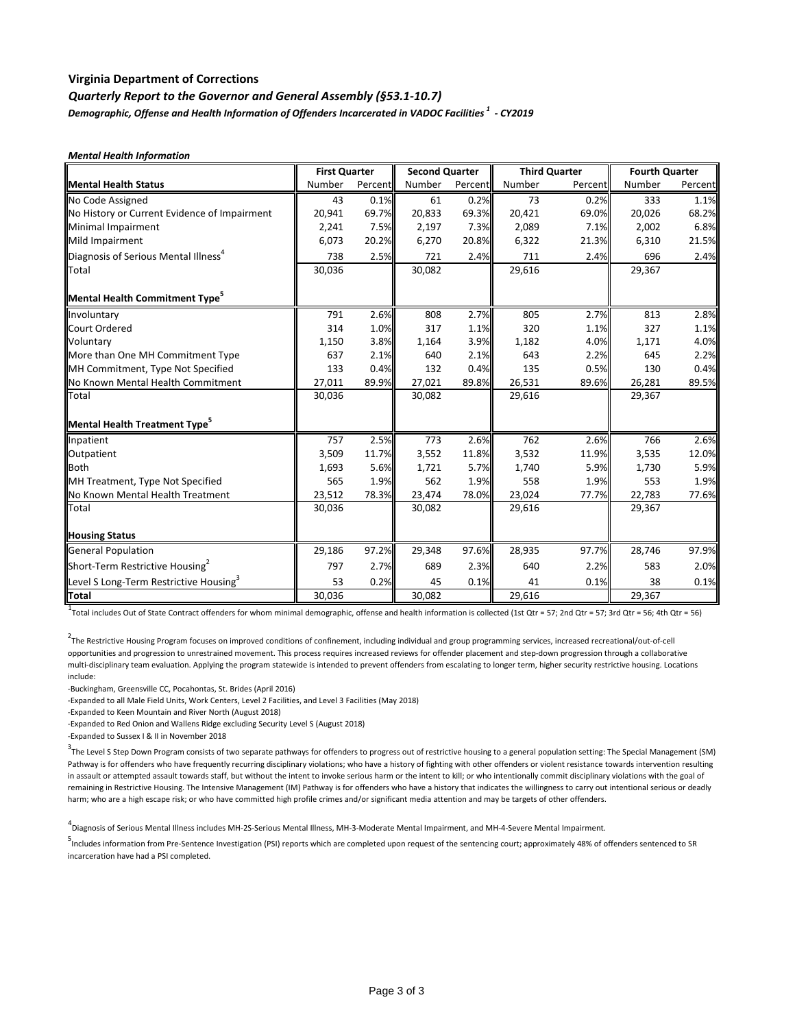**Virginia Department of Corrections**

***Quarterly Report to the Governor and General Assembly (§53.1-10.7)***

***Demographic, Offense and Health Information of Offenders Incarcerated in VADOC Facilities [1] - CY2019***

***Mental Health Information***

| | First Quarter | | Second Quarter | | Third Quarter | | Fourth Quarter | |
|---|---|---|---|---|---|---|---|---|
| **Mental Health Status** | Number | Percent | Number | Percent | Number | Percent | Number | Percent |
| No Code Assigned | 43 | 0.1% | 61 | 0.2% | 73 | 0.2% | 333 | 1.1% |
| No History or Current Evidence of Impairment | 20,941 | 69.7% | 20,833 | 69.3% | 20,421 | 69.0% | 20,026 | 68.2% |
| Minimal Impairment | 2,241 | 7.5% | 2,197 | 7.3% | 2,089 | 7.1% | 2,002 | 6.8% |
| Mild Impairment | 6,073 | 20.2% | 6,270 | 20.8% | 6,322 | 21.3% | 6,310 | 21.5% |
| Diagnosis of Serious Mental Illness[4] | 738 | 2.5% | 721 | 2.4% | 711 | 2.4% | 696 | 2.4% |
| Total | 30,036 | | 30,082 | | 29,616 | | 29,367 | |
| **Mental Health Commitment Type[5]** | | | | | | | | |
| Involuntary | 791 | 2.6% | 808 | 2.7% | 805 | 2.7% | 813 | 2.8% |
| Court Ordered | 314 | 1.0% | 317 | 1.1% | 320 | 1.1% | 327 | 1.1% |
| Voluntary | 1,150 | 3.8% | 1,164 | 3.9% | 1,182 | 4.0% | 1,171 | 4.0% |
| More than One MH Commitment Type | 637 | 2.1% | 640 | 2.1% | 643 | 2.2% | 645 | 2.2% |
| MH Commitment, Type Not Specified | 133 | 0.4% | 132 | 0.4% | 135 | 0.5% | 130 | 0.4% |
| No Known Mental Health Commitment | 27,011 | 89.9% | 27,021 | 89.8% | 26,531 | 89.6% | 26,281 | 89.5% |
| Total | 30,036 | | 30,082 | | 29,616 | | 29,367 | |
| **Mental Health Treatment Type[5]** | | | | | | | | |
| Inpatient | 757 | 2.5% | 773 | 2.6% | 762 | 2.6% | 766 | 2.6% |
| Outpatient | 3,509 | 11.7% | 3,552 | 11.8% | 3,532 | 11.9% | 3,535 | 12.0% |
| Both | 1,693 | 5.6% | 1,721 | 5.7% | 1,740 | 5.9% | 1,730 | 5.9% |
| MH Treatment, Type Not Specified | 565 | 1.9% | 562 | 1.9% | 558 | 1.9% | 553 | 1.9% |
| No Known Mental Health Treatment | 23,512 | 78.3% | 23,474 | 78.0% | 23,024 | 77.7% | 22,783 | 77.6% |
| Total | 30,036 | | 30,082 | | 29,616 | | 29,367 | |
| **Housing Status** | | | | | | | | |
| General Population | 29,186 | 97.2% | 29,348 | 97.6% | 28,935 | 97.7% | 28,746 | 97.9% |
| Short-Term Restrictive Housing[2] | 797 | 2.7% | 689 | 2.3% | 640 | 2.2% | 583 | 2.0% |
| Level S Long-Term Restrictive Housing[3] | 53 | 0.2% | 45 | 0.1% | 41 | 0.1% | 38 | 0.1% |
| **Total** | 30,036 | | 30,082 | | 29,616 | | 29,367 | |

[1] Total includes Out of State Contract offenders for whom minimal demographic, offense and health information is collected (1st Qtr = 57; 2nd Qtr = 57; 3rd Qtr = 56; 4th Qtr = 56)

[2] The Restrictive Housing Program focuses on improved conditions of confinement, including individual and group programming services, increased recreational/out-of-cell opportunities and progression to unrestrained movement. This process requires increased reviews for offender placement and step-down progression through a collaborative multi-disciplinary team evaluation. Applying the program statewide is intended to prevent offenders from escalating to longer term, higher security restrictive housing. Locations include:

-Buckingham, Greensville CC, Pocahontas, St. Brides (April 2016)

-Expanded to all Male Field Units, Work Centers, Level 2 Facilities, and Level 3 Facilities (May 2018)

-Expanded to Keen Mountain and River North (August 2018)

-Expanded to Red Onion and Wallens Ridge excluding Security Level S (August 2018)

-Expanded to Sussex I & II in November 2018

[3] The Level S Step Down Program consists of two separate pathways for offenders to progress out of restrictive housing to a general population setting: The Special Management (SM) Pathway is for offenders who have frequently recurring disciplinary violations; who have a history of fighting with other offenders or violent resistance towards intervention resulting in assault or attempted assault towards staff, but without the intent to invoke serious harm or the intent to kill; or who intentionally commit disciplinary violations with the goal of remaining in Restrictive Housing. The Intensive Management (IM) Pathway is for offenders who have a history that indicates the willingness to carry out intentional serious or deadly harm; who are a high escape risk; or who have committed high profile crimes and/or significant media attention and may be targets of other offenders.

[4] Diagnosis of Serious Mental Illness includes MH-2S-Serious Mental Illness, MH-3-Moderate Mental Impairment, and MH-4-Severe Mental Impairment.

[5] Includes information from Pre-Sentence Investigation (PSI) reports which are completed upon request of the sentencing court; approximately 48% of offenders sentenced to SR incarceration have had a PSI completed.